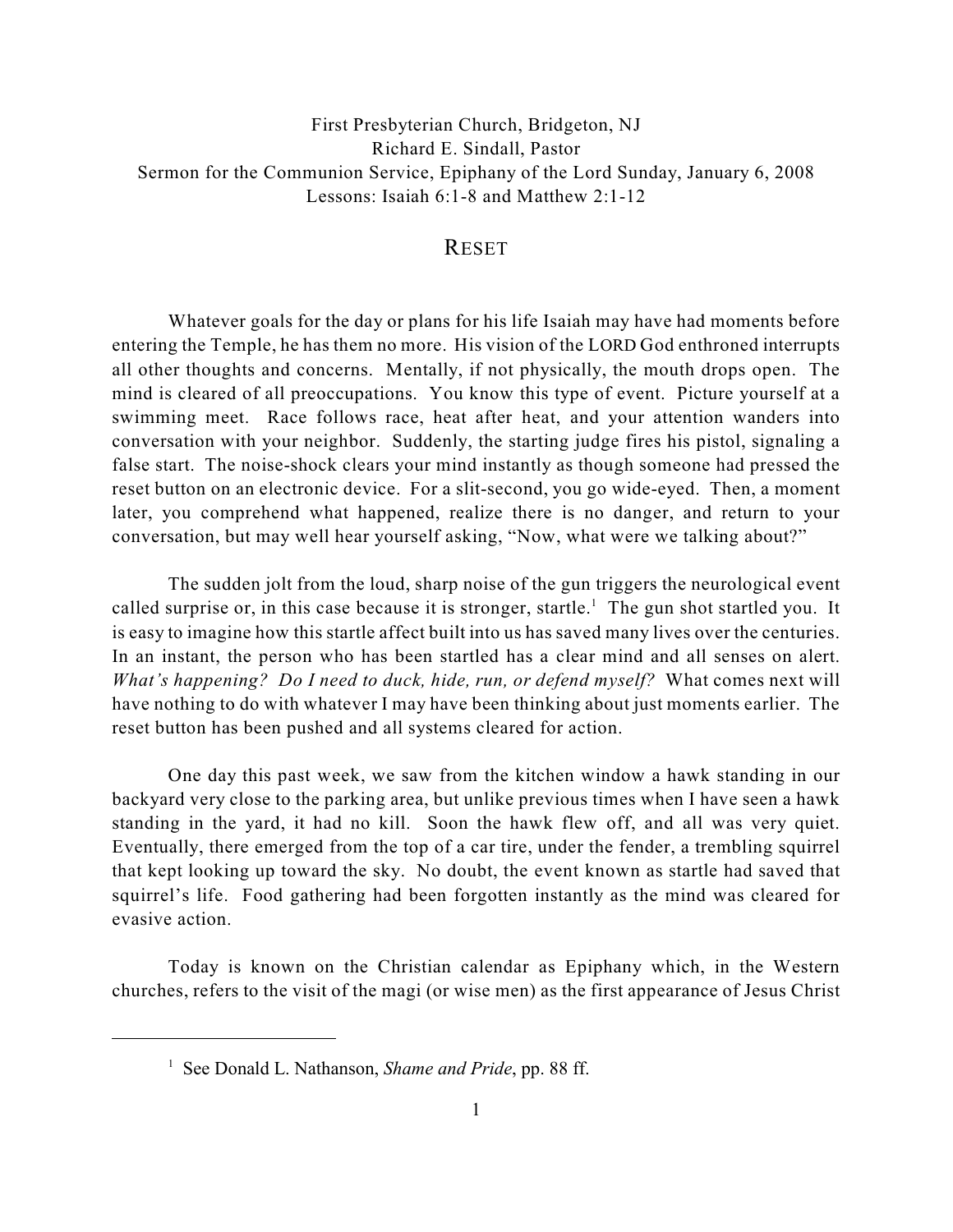First Presbyterian Church, Bridgeton, NJ
Richard E. Sindall, Pastor
Sermon for the Communion Service, Epiphany of the Lord Sunday, January 6, 2008
Lessons: Isaiah 6:1-8 and Matthew 2:1-12

# RESET

Whatever goals for the day or plans for his life Isaiah may have had moments before entering the Temple, he has them no more. His vision of the LORD God enthroned interrupts all other thoughts and concerns. Mentally, if not physically, the mouth drops open. The mind is cleared of all preoccupations. You know this type of event. Picture yourself at a swimming meet. Race follows race, heat after heat, and your attention wanders into conversation with your neighbor. Suddenly, the starting judge fires his pistol, signaling a false start. The noise-shock clears your mind instantly as though someone had pressed the reset button on an electronic device. For a slit-second, you go wide-eyed. Then, a moment later, you comprehend what happened, realize there is no danger, and return to your conversation, but may well hear yourself asking, "Now, what were we talking about?"

The sudden jolt from the loud, sharp noise of the gun triggers the neurological event called surprise or, in this case because it is stronger, startle.[1] The gun shot startled you. It is easy to imagine how this startle affect built into us has saved many lives over the centuries. In an instant, the person who has been startled has a clear mind and all senses on alert. *What's happening? Do I need to duck, hide, run, or defend myself?* What comes next will have nothing to do with whatever I may have been thinking about just moments earlier. The reset button has been pushed and all systems cleared for action.

One day this past week, we saw from the kitchen window a hawk standing in our backyard very close to the parking area, but unlike previous times when I have seen a hawk standing in the yard, it had no kill. Soon the hawk flew off, and all was very quiet. Eventually, there emerged from the top of a car tire, under the fender, a trembling squirrel that kept looking up toward the sky. No doubt, the event known as startle had saved that squirrel's life. Food gathering had been forgotten instantly as the mind was cleared for evasive action.

Today is known on the Christian calendar as Epiphany which, in the Western churches, refers to the visit of the magi (or wise men) as the first appearance of Jesus Christ

---

[1] See Donald L. Nathanson, *Shame and Pride*, pp. 88 ff.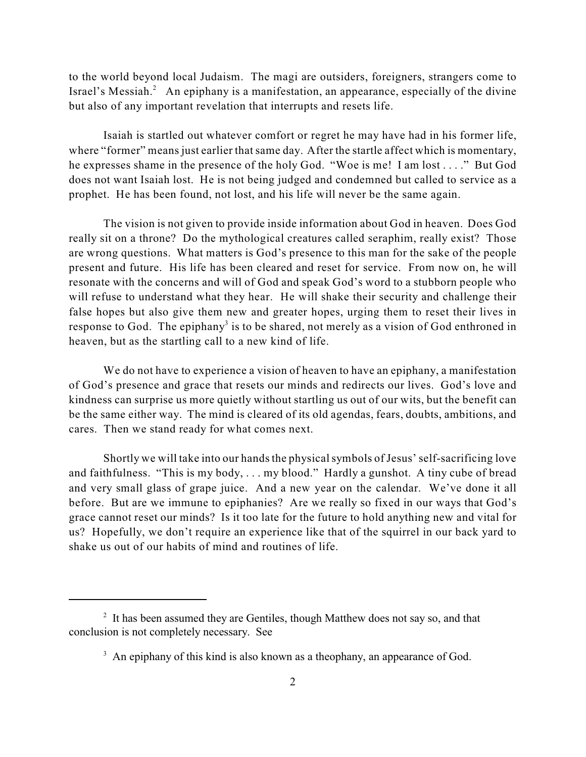to the world beyond local Judaism. The magi are outsiders, foreigners, strangers come to Israel's Messiah.[2] An epiphany is a manifestation, an appearance, especially of the divine but also of any important revelation that interrupts and resets life.

Isaiah is startled out whatever comfort or regret he may have had in his former life, where "former" means just earlier that same day. After the startle affect which is momentary, he expresses shame in the presence of the holy God. "Woe is me! I am lost . . . ." But God does not want Isaiah lost. He is not being judged and condemned but called to service as a prophet. He has been found, not lost, and his life will never be the same again.

The vision is not given to provide inside information about God in heaven. Does God really sit on a throne? Do the mythological creatures called seraphim, really exist? Those are wrong questions. What matters is God's presence to this man for the sake of the people present and future. His life has been cleared and reset for service. From now on, he will resonate with the concerns and will of God and speak God's word to a stubborn people who will refuse to understand what they hear. He will shake their security and challenge their false hopes but also give them new and greater hopes, urging them to reset their lives in response to God. The epiphany[3] is to be shared, not merely as a vision of God enthroned in heaven, but as the startling call to a new kind of life.

We do not have to experience a vision of heaven to have an epiphany, a manifestation of God's presence and grace that resets our minds and redirects our lives. God's love and kindness can surprise us more quietly without startling us out of our wits, but the benefit can be the same either way. The mind is cleared of its old agendas, fears, doubts, ambitions, and cares. Then we stand ready for what comes next.

Shortly we will take into our hands the physical symbols of Jesus' self-sacrificing love and faithfulness. "This is my body, . . . my blood." Hardly a gunshot. A tiny cube of bread and very small glass of grape juice. And a new year on the calendar. We've done it all before. But are we immune to epiphanies? Are we really so fixed in our ways that God's grace cannot reset our minds? Is it too late for the future to hold anything new and vital for us? Hopefully, we don't require an experience like that of the squirrel in our back yard to shake us out of our habits of mind and routines of life.

---

[2] It has been assumed they are Gentiles, though Matthew does not say so, and that conclusion is not completely necessary. See

[3] An epiphany of this kind is also known as a theophany, an appearance of God.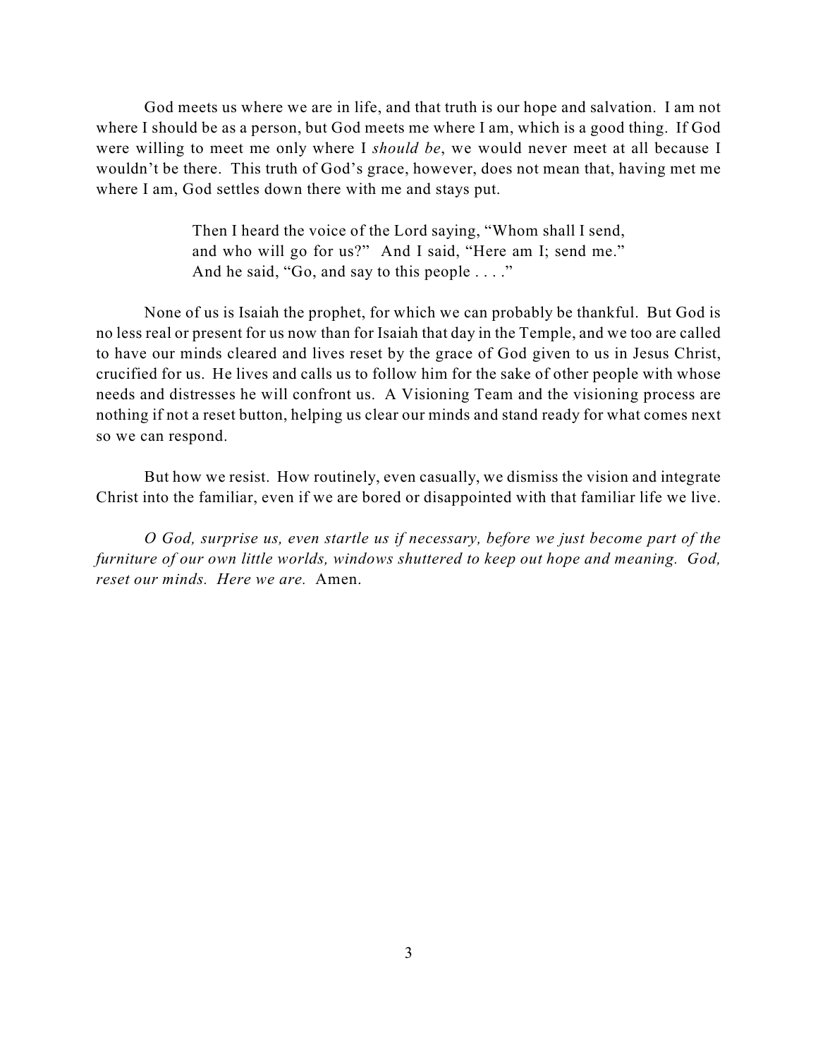God meets us where we are in life, and that truth is our hope and salvation. I am not where I should be as a person, but God meets me where I am, which is a good thing. If God were willing to meet me only where I *should be*, we would never meet at all because I wouldn't be there. This truth of God's grace, however, does not mean that, having met me where I am, God settles down there with me and stays put.

> Then I heard the voice of the Lord saying, "Whom shall I send, and who will go for us?" And I said, "Here am I; send me." And he said, "Go, and say to this people . . . ."

None of us is Isaiah the prophet, for which we can probably be thankful. But God is no less real or present for us now than for Isaiah that day in the Temple, and we too are called to have our minds cleared and lives reset by the grace of God given to us in Jesus Christ, crucified for us. He lives and calls us to follow him for the sake of other people with whose needs and distresses he will confront us. A Visioning Team and the visioning process are nothing if not a reset button, helping us clear our minds and stand ready for what comes next so we can respond.

But how we resist. How routinely, even casually, we dismiss the vision and integrate Christ into the familiar, even if we are bored or disappointed with that familiar life we live.

*O God, surprise us, even startle us if necessary, before we just become part of the furniture of our own little worlds, windows shuttered to keep out hope and meaning. God, reset our minds. Here we are.* Amen.